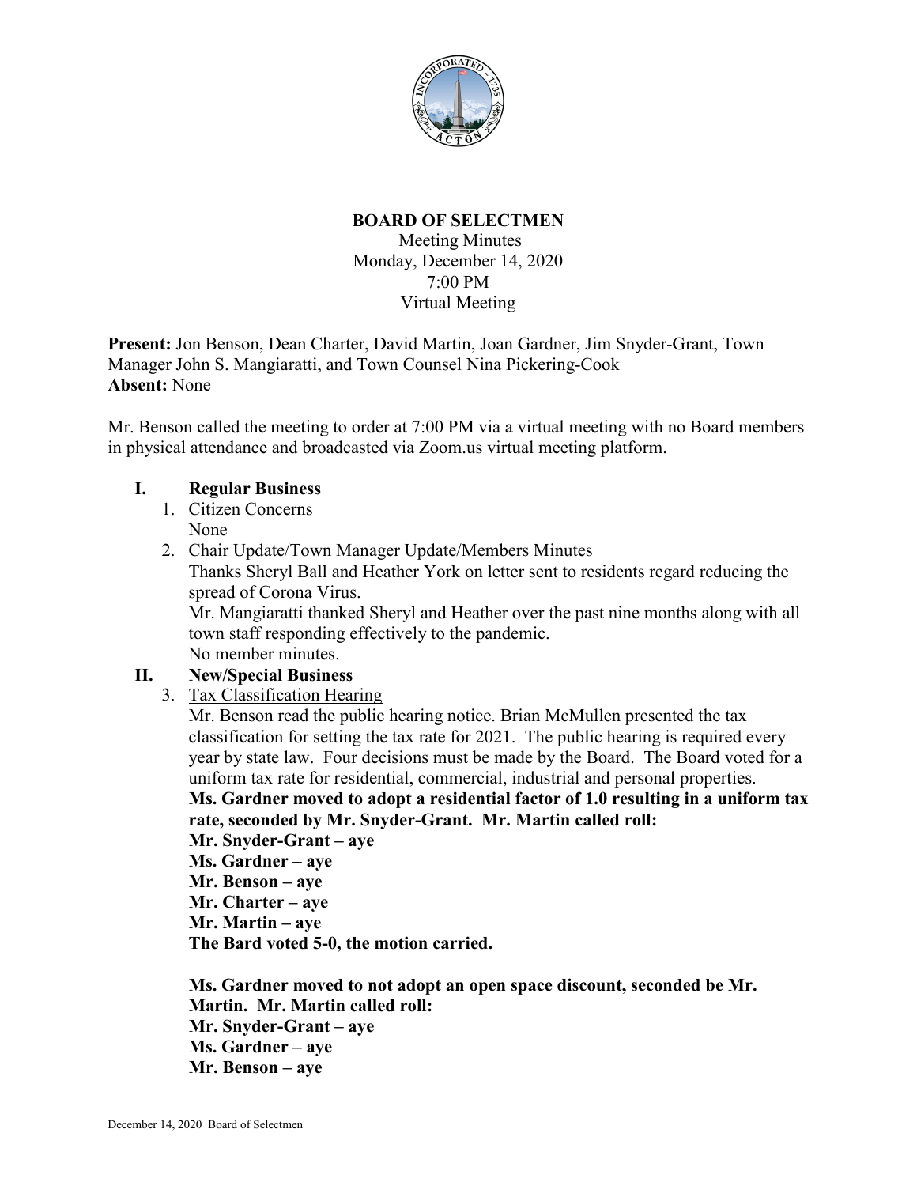**BOARD OF SELECTMEN**

Meeting Minutes
Monday, December 14, 2020
7:00 PM
Virtual Meeting

**Present:** Jon Benson, Dean Charter, David Martin, Joan Gardner, Jim Snyder-Grant, Town Manager John S. Mangiaratti, and Town Counsel Nina Pickering-Cook
**Absent:** None

Mr. Benson called the meeting to order at 7:00 PM via a virtual meeting with no Board members in physical attendance and broadcasted via Zoom.us virtual meeting platform.

**I. Regular Business**

1. Citizen Concerns
   None
2. Chair Update/Town Manager Update/Members Minutes
   Thanks Sheryl Ball and Heather York on letter sent to residents regard reducing the spread of Corona Virus.
   Mr. Mangiaratti thanked Sheryl and Heather over the past nine months along with all town staff responding effectively to the pandemic.
   No member minutes.

**II. New/Special Business**

3. Tax Classification Hearing
   Mr. Benson read the public hearing notice. Brian McMullen presented the tax classification for setting the tax rate for 2021. The public hearing is required every year by state law. Four decisions must be made by the Board. The Board voted for a uniform tax rate for residential, commercial, industrial and personal properties.
   **Ms. Gardner moved to adopt a residential factor of 1.0 resulting in a uniform tax rate, seconded by Mr. Snyder-Grant. Mr. Martin called roll:**
   **Mr. Snyder-Grant – aye**
   **Ms. Gardner – aye**
   **Mr. Benson – aye**
   **Mr. Charter – aye**
   **Mr. Martin – aye**
   **The Bard voted 5-0, the motion carried.**

   **Ms. Gardner moved to not adopt an open space discount, seconded be Mr. Martin. Mr. Martin called roll:**
   **Mr. Snyder-Grant – aye**
   **Ms. Gardner – aye**
   **Mr. Benson – aye**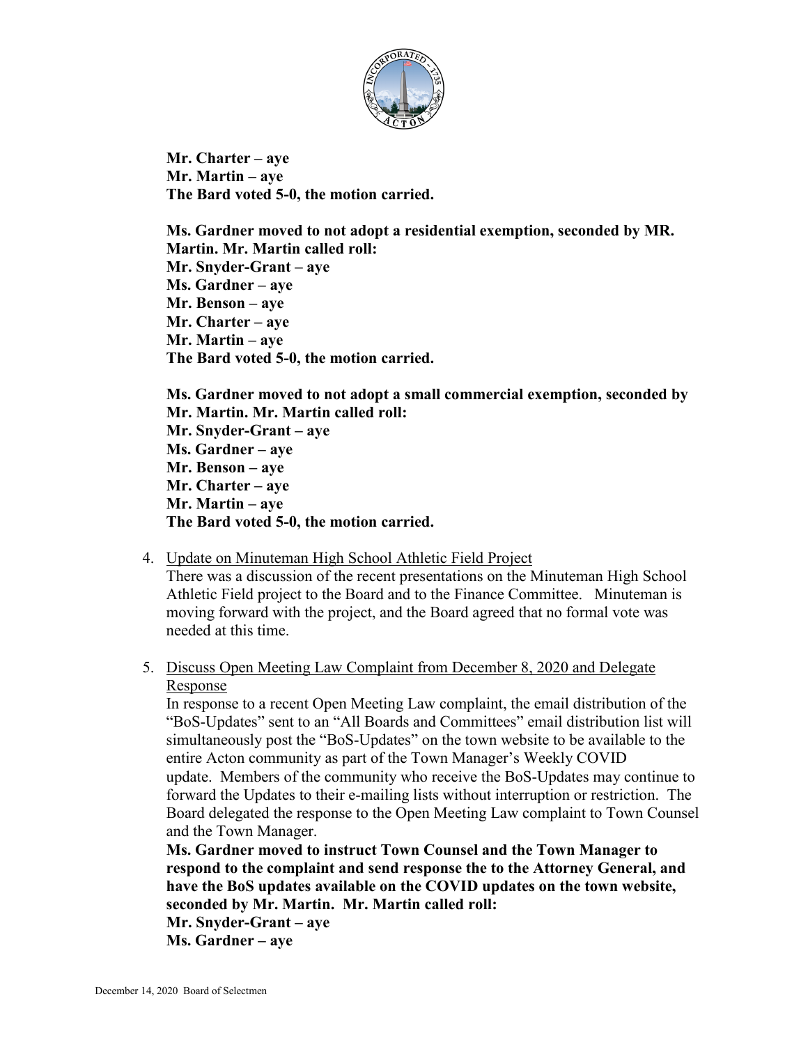**Mr. Charter – aye**
**Mr. Martin – aye**
**The Bard voted 5-0, the motion carried.**

**Ms. Gardner moved to not adopt a residential exemption, seconded by MR. Martin. Mr. Martin called roll:**
**Mr. Snyder-Grant – aye**
**Ms. Gardner – aye**
**Mr. Benson – aye**
**Mr. Charter – aye**
**Mr. Martin – aye**
**The Bard voted 5-0, the motion carried.**

**Ms. Gardner moved to not adopt a small commercial exemption, seconded by Mr. Martin. Mr. Martin called roll:**
**Mr. Snyder-Grant – aye**
**Ms. Gardner – aye**
**Mr. Benson – aye**
**Mr. Charter – aye**
**Mr. Martin – aye**
**The Bard voted 5-0, the motion carried.**

4. Update on Minuteman High School Athletic Field Project
   There was a discussion of the recent presentations on the Minuteman High School Athletic Field project to the Board and to the Finance Committee. Minuteman is moving forward with the project, and the Board agreed that no formal vote was needed at this time.

5. Discuss Open Meeting Law Complaint from December 8, 2020 and Delegate Response
   In response to a recent Open Meeting Law complaint, the email distribution of the "BoS-Updates" sent to an "All Boards and Committees" email distribution list will simultaneously post the "BoS-Updates" on the town website to be available to the entire Acton community as part of the Town Manager's Weekly COVID update. Members of the community who receive the BoS-Updates may continue to forward the Updates to their e-mailing lists without interruption or restriction. The Board delegated the response to the Open Meeting Law complaint to Town Counsel and the Town Manager.
   **Ms. Gardner moved to instruct Town Counsel and the Town Manager to respond to the complaint and send response the to the Attorney General, and have the BoS updates available on the COVID updates on the town website, seconded by Mr. Martin. Mr. Martin called roll:**
   **Mr. Snyder-Grant – aye**
   **Ms. Gardner – aye**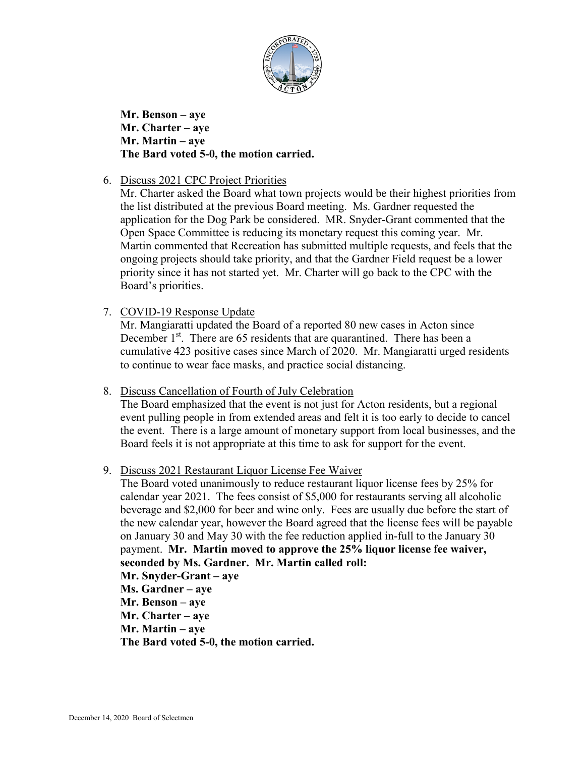**Mr. Benson – aye**
**Mr. Charter – aye**
**Mr. Martin – aye**
**The Bard voted 5-0, the motion carried.**

6. Discuss 2021 CPC Project Priorities
   Mr. Charter asked the Board what town projects would be their highest priorities from the list distributed at the previous Board meeting. Ms. Gardner requested the application for the Dog Park be considered. MR. Snyder-Grant commented that the Open Space Committee is reducing its monetary request this coming year. Mr. Martin commented that Recreation has submitted multiple requests, and feels that the ongoing projects should take priority, and that the Gardner Field request be a lower priority since it has not started yet. Mr. Charter will go back to the CPC with the Board's priorities.

7. COVID-19 Response Update
   Mr. Mangiaratti updated the Board of a reported 80 new cases in Acton since December 1st. There are 65 residents that are quarantined. There has been a cumulative 423 positive cases since March of 2020. Mr. Mangiaratti urged residents to continue to wear face masks, and practice social distancing.

8. Discuss Cancellation of Fourth of July Celebration
   The Board emphasized that the event is not just for Acton residents, but a regional event pulling people in from extended areas and felt it is too early to decide to cancel the event. There is a large amount of monetary support from local businesses, and the Board feels it is not appropriate at this time to ask for support for the event.

9. Discuss 2021 Restaurant Liquor License Fee Waiver
   The Board voted unanimously to reduce restaurant liquor license fees by 25% for calendar year 2021. The fees consist of $5,000 for restaurants serving all alcoholic beverage and $2,000 for beer and wine only. Fees are usually due before the start of the new calendar year, however the Board agreed that the license fees will be payable on January 30 and May 30 with the fee reduction applied in-full to the January 30 payment. **Mr. Martin moved to approve the 25% liquor license fee waiver, seconded by Ms. Gardner. Mr. Martin called roll:**
   **Mr. Snyder-Grant – aye**
   **Ms. Gardner – aye**
   **Mr. Benson – aye**
   **Mr. Charter – aye**
   **Mr. Martin – aye**
   **The Bard voted 5-0, the motion carried.**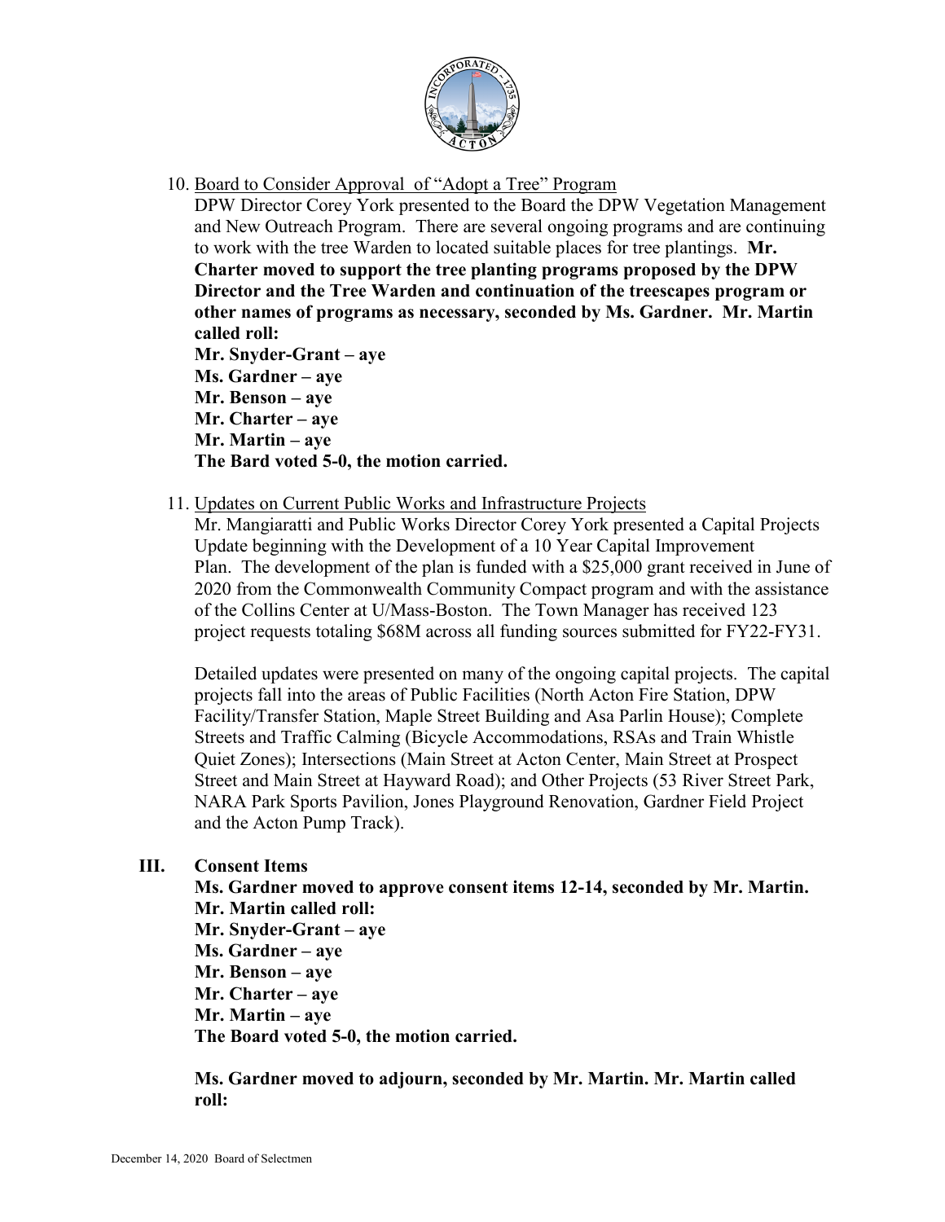10. Board to Consider Approval of "Adopt a Tree" Program

    DPW Director Corey York presented to the Board the DPW Vegetation Management and New Outreach Program. There are several ongoing programs and are continuing to work with the tree Warden to located suitable places for tree plantings. **Mr. Charter moved to support the tree planting programs proposed by the DPW Director and the Tree Warden and continuation of the treescapes program or other names of programs as necessary, seconded by Ms. Gardner. Mr. Martin called roll:**

    **Mr. Snyder-Grant – aye**
    **Ms. Gardner – aye**
    **Mr. Benson – aye**
    **Mr. Charter – aye**
    **Mr. Martin – aye**
    **The Bard voted 5-0, the motion carried.**

11. Updates on Current Public Works and Infrastructure Projects

    Mr. Mangiaratti and Public Works Director Corey York presented a Capital Projects Update beginning with the Development of a 10 Year Capital Improvement Plan. The development of the plan is funded with a $25,000 grant received in June of 2020 from the Commonwealth Community Compact program and with the assistance of the Collins Center at U/Mass-Boston. The Town Manager has received 123 project requests totaling $68M across all funding sources submitted for FY22-FY31.

    Detailed updates were presented on many of the ongoing capital projects. The capital projects fall into the areas of Public Facilities (North Acton Fire Station, DPW Facility/Transfer Station, Maple Street Building and Asa Parlin House); Complete Streets and Traffic Calming (Bicycle Accommodations, RSAs and Train Whistle Quiet Zones); Intersections (Main Street at Acton Center, Main Street at Prospect Street and Main Street at Hayward Road); and Other Projects (53 River Street Park, NARA Park Sports Pavilion, Jones Playground Renovation, Gardner Field Project and the Acton Pump Track).

## III. Consent Items

**Ms. Gardner moved to approve consent items 12-14, seconded by Mr. Martin. Mr. Martin called roll:**
**Mr. Snyder-Grant – aye**
**Ms. Gardner – aye**
**Mr. Benson – aye**
**Mr. Charter – aye**
**Mr. Martin – aye**
**The Board voted 5-0, the motion carried.**

**Ms. Gardner moved to adjourn, seconded by Mr. Martin. Mr. Martin called roll:**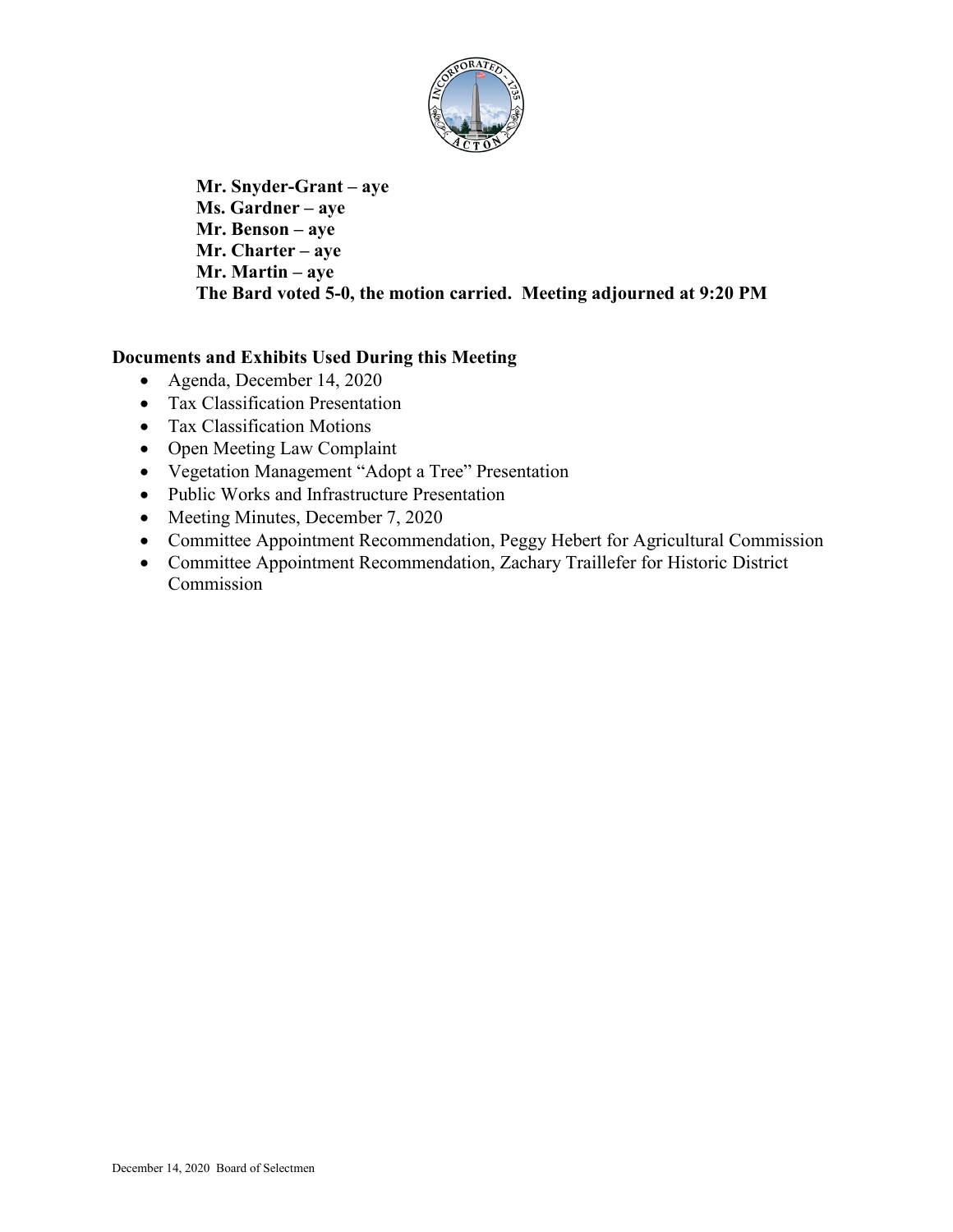**Mr. Snyder-Grant – aye**
**Ms. Gardner – aye**
**Mr. Benson – aye**
**Mr. Charter – aye**
**Mr. Martin – aye**
**The Bard voted 5-0, the motion carried. Meeting adjourned at 9:20 PM**

**Documents and Exhibits Used During this Meeting**

- Agenda, December 14, 2020
- Tax Classification Presentation
- Tax Classification Motions
- Open Meeting Law Complaint
- Vegetation Management "Adopt a Tree" Presentation
- Public Works and Infrastructure Presentation
- Meeting Minutes, December 7, 2020
- Committee Appointment Recommendation, Peggy Hebert for Agricultural Commission
- Committee Appointment Recommendation, Zachary Traillefer for Historic District Commission